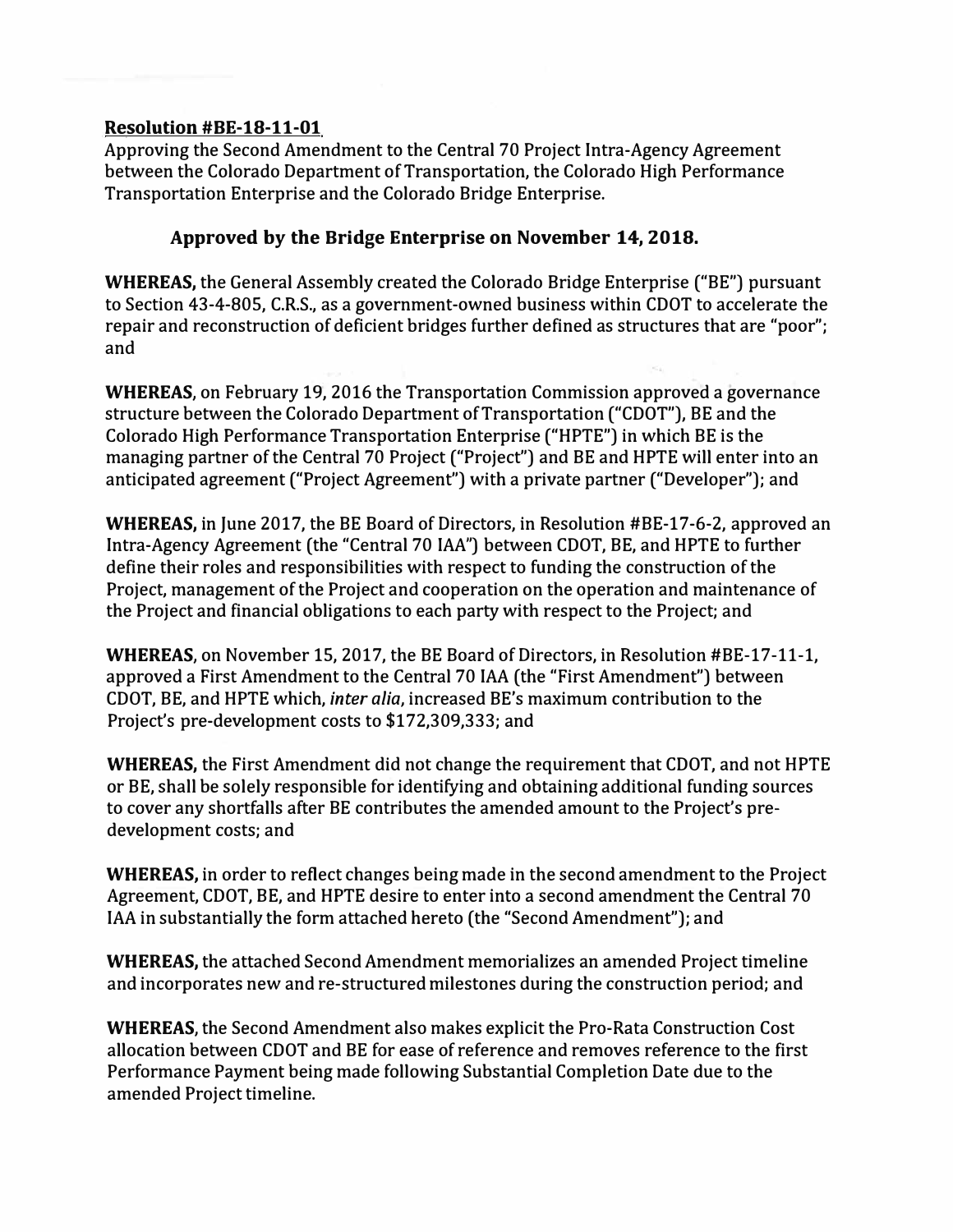**Resolution #BE-18-11-01**

Approving the Second Amendment to the Central 70 Project Intra-Agency Agreement between the Colorado Department of Transportation, the Colorado High Performance Transportation Enterprise and the Colorado Bridge Enterprise.

### Approved by the Bridge Enterprise on November 14, 2018.

**WHEREAS,** the General Assembly created the Colorado Bridge Enterprise ("BE") pursuant to Section 43-4-805, C.R.S., as a government-owned business within CDOT to accelerate the repair and reconstruction of deficient bridges further defined as structures that are "poor"; and

**WHEREAS,** on February 19, 2016 the Transportation Commission approved a governance structure between the Colorado Department of Transportation ("CDOT"), BE and the Colorado High Performance Transportation Enterprise ("HPTE") in which BE is the managing partner of the Central 70 Project ("Project") and BE and HPTE will enter into an anticipated agreement ("Project Agreement") with a private partner ("Developer"); and

**WHEREAS,** in June 2017, the BE Board of Directors, in Resolution #BE-17-6-2, approved an Intra-Agency Agreement (the "Central 70 IAA") between CDOT, BE, and HPTE to further define their roles and responsibilities with respect to funding the construction of the Project, management of the Project and cooperation on the operation and maintenance of the Project and financial obligations to each party with respect to the Project; and

**WHEREAS,** on November 15, 2017, the BE Board of Directors, in Resolution #BE-17-11-1, approved a First Amendment to the Central 70 IAA (the "First Amendment") between CDOT, BE, and HPTE which, *inter alia*, increased BE's maximum contribution to the Project's pre-development costs to $172,309,333; and

**WHEREAS,** the First Amendment did not change the requirement that CDOT, and not HPTE or BE, shall be solely responsible for identifying and obtaining additional funding sources to cover any shortfalls after BE contributes the amended amount to the Project's pre-development costs; and

**WHEREAS,** in order to reflect changes being made in the second amendment to the Project Agreement, CDOT, BE, and HPTE desire to enter into a second amendment the Central 70 IAA in substantially the form attached hereto (the "Second Amendment"); and

**WHEREAS,** the attached Second Amendment memorializes an amended Project timeline and incorporates new and re-structured milestones during the construction period; and

**WHEREAS,** the Second Amendment also makes explicit the Pro-Rata Construction Cost allocation between CDOT and BE for ease of reference and removes reference to the first Performance Payment being made following Substantial Completion Date due to the amended Project timeline.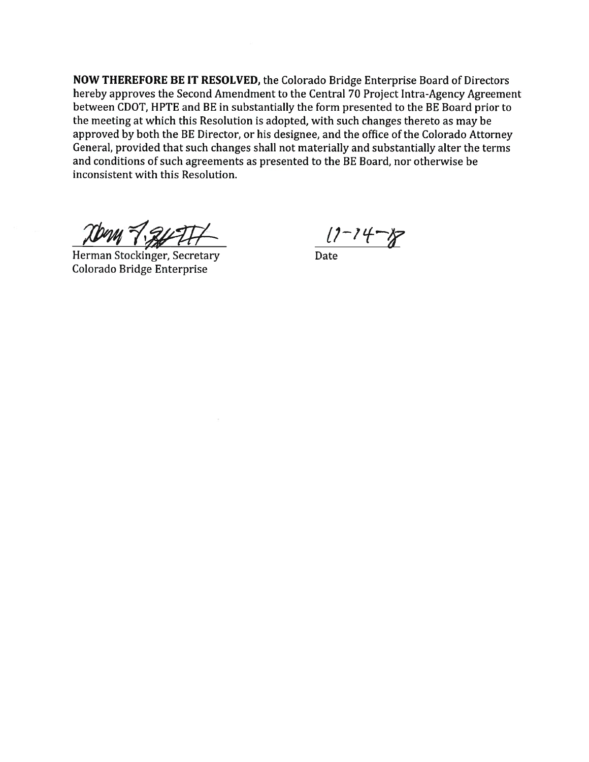**NOW THEREFORE BE IT RESOLVED,** the Colorado Bridge Enterprise Board of Directors hereby approves the Second Amendment to the Central 70 Project Intra-Agency Agreement between CDOT, HPTE and BE in substantially the form presented to the BE Board prior to the meeting at which this Resolution is adopted, with such changes thereto as may be approved by both the BE Director, or his designee, and the office of the Colorado Attorney General, provided that such changes shall not materially and substantially alter the terms and conditions of such agreements as presented to the BE Board, nor otherwise be inconsistent with this Resolution.

Herman Stockinger, Secretary
Colorado Bridge Enterprise

11-14-18
Date